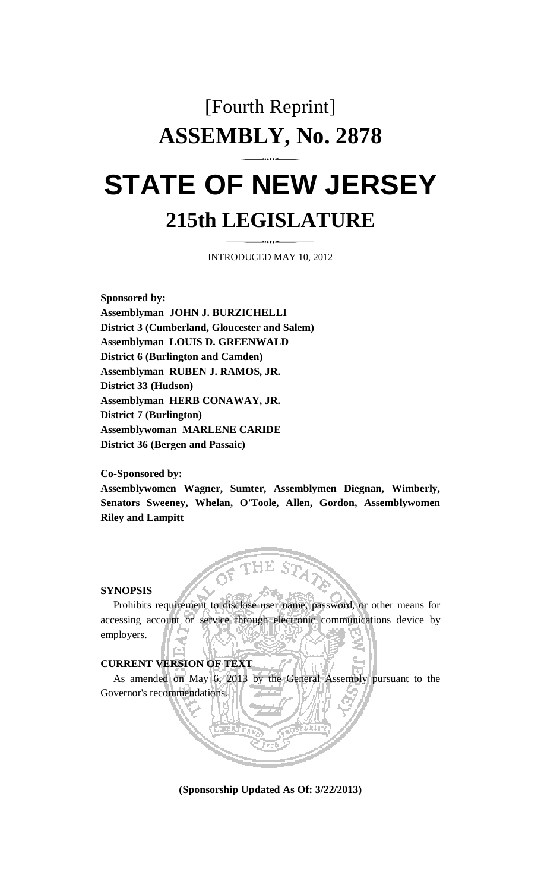# [Fourth Reprint]

# ASSEMBLY, No. 2878

# STATE OF NEW JERSEY

## 215th LEGISLATURE

INTRODUCED MAY 10, 2012

**Sponsored by:**

**Assemblyman JOHN J. BURZICHELLI**
**District 3 (Cumberland, Gloucester and Salem)**
**Assemblyman LOUIS D. GREENWALD**
**District 6 (Burlington and Camden)**
**Assemblyman RUBEN J. RAMOS, JR.**
**District 33 (Hudson)**
**Assemblyman HERB CONAWAY, JR.**
**District 7 (Burlington)**
**Assemblywoman MARLENE CARIDE**
**District 36 (Bergen and Passaic)**

**Co-Sponsored by:**

**Assemblywomen Wagner, Sumter, Assemblymen Diegnan, Wimberly, Senators Sweeney, Whelan, O'Toole, Allen, Gordon, Assemblywomen Riley and Lampitt**

**SYNOPSIS**

Prohibits requirement to disclose user name, password, or other means for accessing account or service through electronic communications device by employers.

**CURRENT VERSION OF TEXT**

As amended on May 6, 2013 by the General Assembly pursuant to the Governor's recommendations.

**(Sponsorship Updated As Of: 3/22/2013)**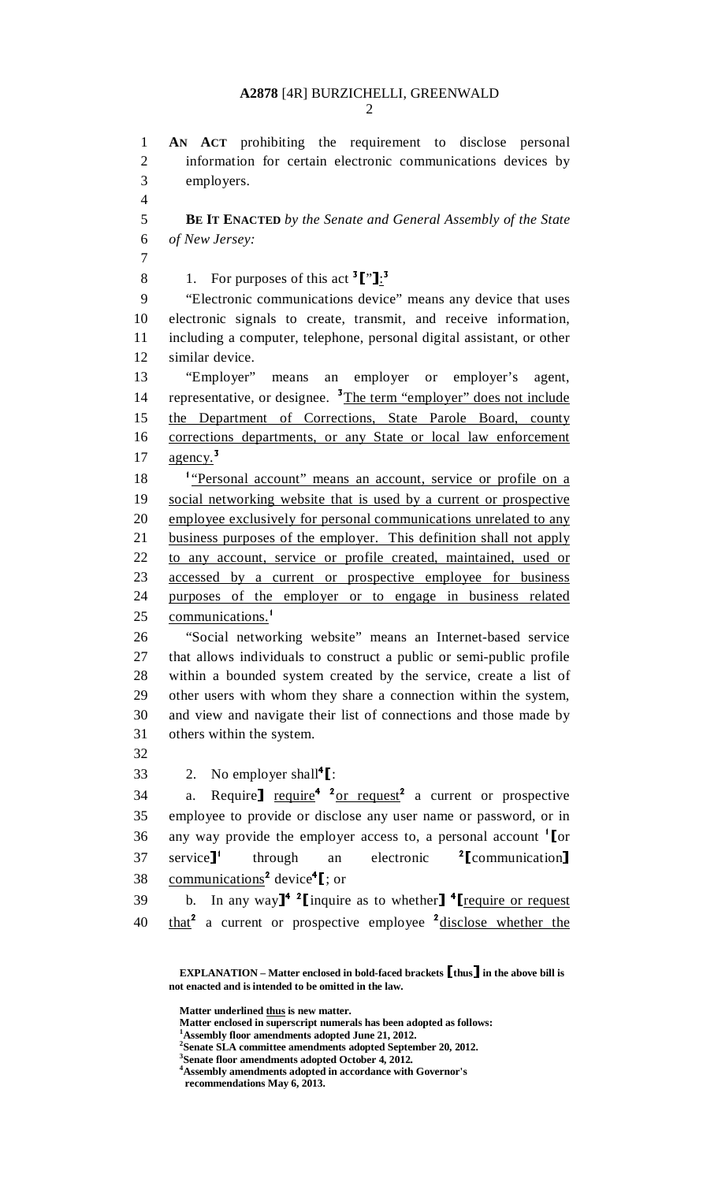**AN ACT** prohibiting the requirement to disclose personal information for certain electronic communications devices by employers.

**BE IT ENACTED** *by the Senate and General Assembly of the State of New Jersey:*

1. For purposes of this act [3]**[**"**]**<u>:</u>[3]

"Electronic communications device" means any device that uses electronic signals to create, transmit, and receive information, including a computer, telephone, personal digital assistant, or other similar device.

"Employer" means an employer or employer's agent, representative, or designee. [3]<u>The term "employer" does not include the Department of Corrections, State Parole Board, county corrections departments, or any State or local law enforcement agency.</u>[3]

[1]<u>"Personal account" means an account, service or profile on a social networking website that is used by a current or prospective employee exclusively for personal communications unrelated to any business purposes of the employer. This definition shall not apply to any account, service or profile created, maintained, used or accessed by a current or prospective employee for business purposes of the employer or to engage in business related communications.</u>[1]

"Social networking website" means an Internet-based service that allows individuals to construct a public or semi-public profile within a bounded system created by the service, create a list of other users with whom they share a connection within the system, and view and navigate their list of connections and those made by others within the system.

2. No employer shall[4]**[**:

a. Require**]** <u>require</u>[4] [2]<u>or request</u>[2] a current or prospective employee to provide or disclose any user name or password, or in any way provide the employer access to, a personal account [1]**[**or service**]**[1] through an electronic [2]**[**communication**]** <u>communications</u>[2] device[4]**[**; or

b. In any way**]**[4] [2]**[**inquire as to whether**]** [4]**[**<u>require or request that</u>[2] a current or prospective employee [2]<u>disclose whether the</u>

**EXPLANATION – Matter enclosed in bold-faced brackets [thus] in the above bill is not enacted and is intended to be omitted in the law.**

**Matter underlined <u>thus</u> is new matter.**
**Matter enclosed in superscript numerals has been adopted as follows:**
[1]**Assembly floor amendments adopted June 21, 2012.**
[2]**Senate SLA committee amendments adopted September 20, 2012.**
[3]**Senate floor amendments adopted October 4, 2012.**
[4]**Assembly amendments adopted in accordance with Governor's recommendations May 6, 2013.**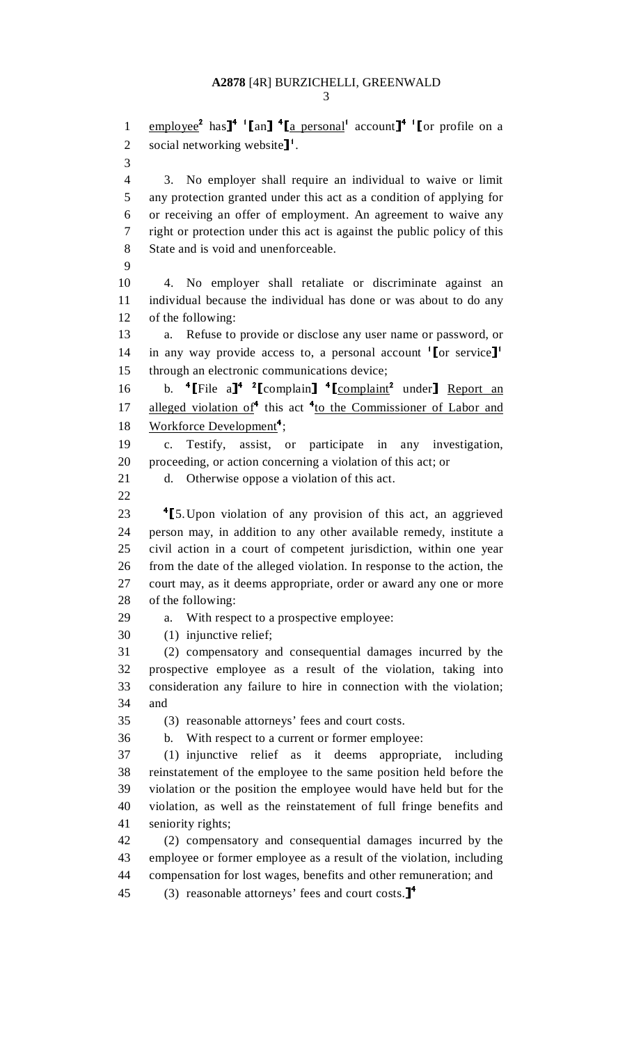employee[2] has]<sup>4</sup> [1]⟦an⟧ [4]⟦a personal[1] account⟧[4] [1]⟦or profile on a social networking website⟧[1].

3. No employer shall require an individual to waive or limit any protection granted under this act as a condition of applying for or receiving an offer of employment. An agreement to waive any right or protection under this act is against the public policy of this State and is void and unenforceable.

4. No employer shall retaliate or discriminate against an individual because the individual has done or was about to do any of the following:

a. Refuse to provide or disclose any user name or password, or in any way provide access to, a personal account [1]⟦or service⟧[1] through an electronic communications device;

b. [4]⟦File a⟧[4] [2]⟦complain⟧ [4]⟦complaint[2] under⟧ Report an alleged violation of[4] this act [4]to the Commissioner of Labor and Workforce Development[4];

c. Testify, assist, or participate in any investigation, proceeding, or action concerning a violation of this act; or

d. Otherwise oppose a violation of this act.

[4]⟦5. Upon violation of any provision of this act, an aggrieved person may, in addition to any other available remedy, institute a civil action in a court of competent jurisdiction, within one year from the date of the alleged violation. In response to the action, the court may, as it deems appropriate, order or award any one or more of the following:

a. With respect to a prospective employee:

(1) injunctive relief;

(2) compensatory and consequential damages incurred by the prospective employee as a result of the violation, taking into consideration any failure to hire in connection with the violation; and

(3) reasonable attorneys' fees and court costs.

b. With respect to a current or former employee:

(1) injunctive relief as it deems appropriate, including reinstatement of the employee to the same position held before the violation or the position the employee would have held but for the violation, as well as the reinstatement of full fringe benefits and seniority rights;

(2) compensatory and consequential damages incurred by the employee or former employee as a result of the violation, including compensation for lost wages, benefits and other remuneration; and

(3) reasonable attorneys' fees and court costs.⟧[4]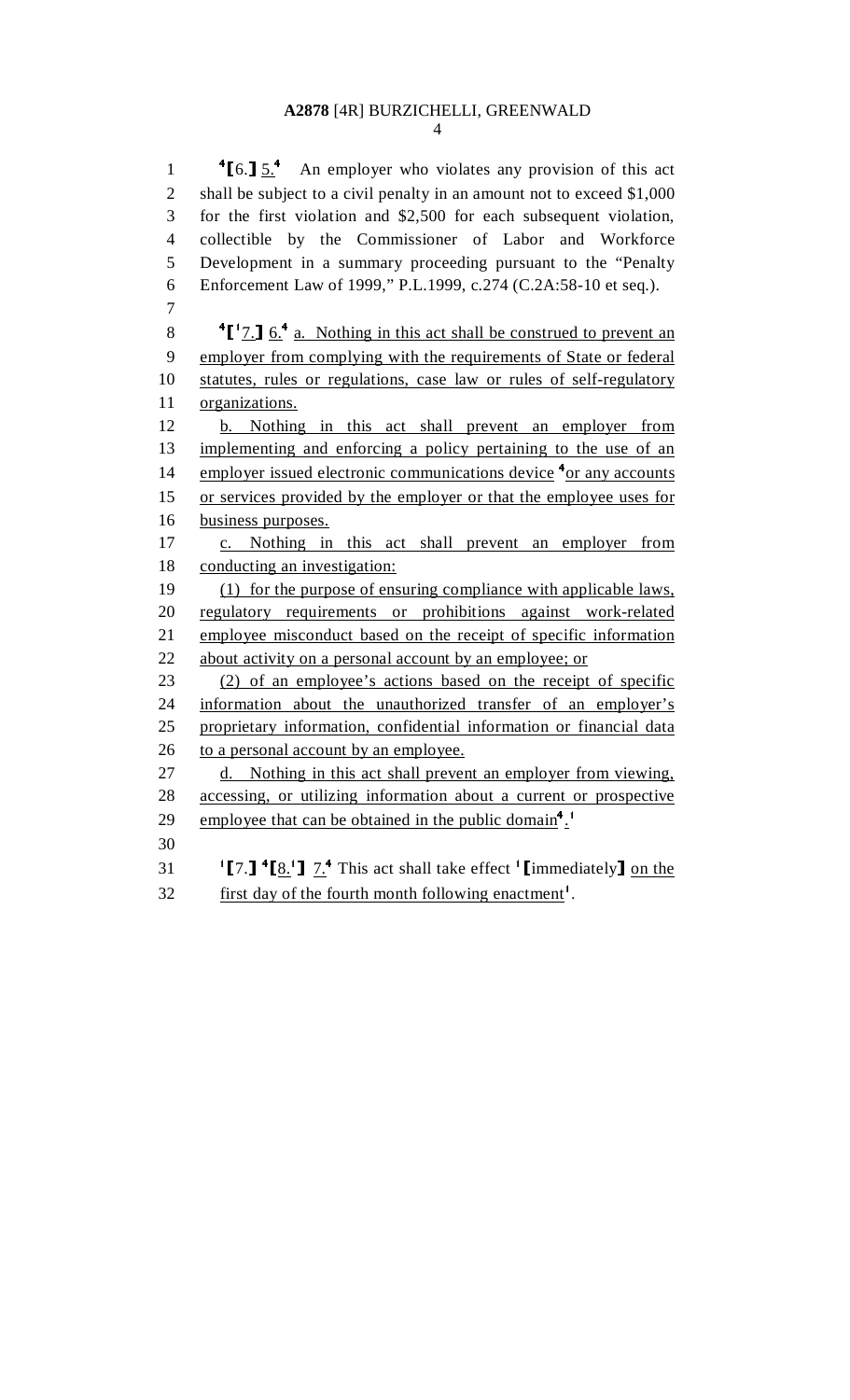[4][6.] 5.[4] An employer who violates any provision of this act shall be subject to a civil penalty in an amount not to exceed $1,000 for the first violation and $2,500 for each subsequent violation, collectible by the Commissioner of Labor and Workforce Development in a summary proceeding pursuant to the "Penalty Enforcement Law of 1999," P.L.1999, c.274 (C.2A:58-10 et seq.).

[4][[1]7.] 6.[4] a. Nothing in this act shall be construed to prevent an employer from complying with the requirements of State or federal statutes, rules or regulations, case law or rules of self-regulatory organizations.

b. Nothing in this act shall prevent an employer from implementing and enforcing a policy pertaining to the use of an employer issued electronic communications device [4]or any accounts or services provided by the employer or that the employee uses for business purposes.

c. Nothing in this act shall prevent an employer from conducting an investigation:

(1) for the purpose of ensuring compliance with applicable laws, regulatory requirements or prohibitions against work-related employee misconduct based on the receipt of specific information about activity on a personal account by an employee; or

(2) of an employee's actions based on the receipt of specific information about the unauthorized transfer of an employer's proprietary information, confidential information or financial data to a personal account by an employee.

d. Nothing in this act shall prevent an employer from viewing, accessing, or utilizing information about a current or prospective employee that can be obtained in the public domain[4].[1]

[1][7.] [4][8.[1]] 7.[4] This act shall take effect [1][immediately] on the first day of the fourth month following enactment[1].